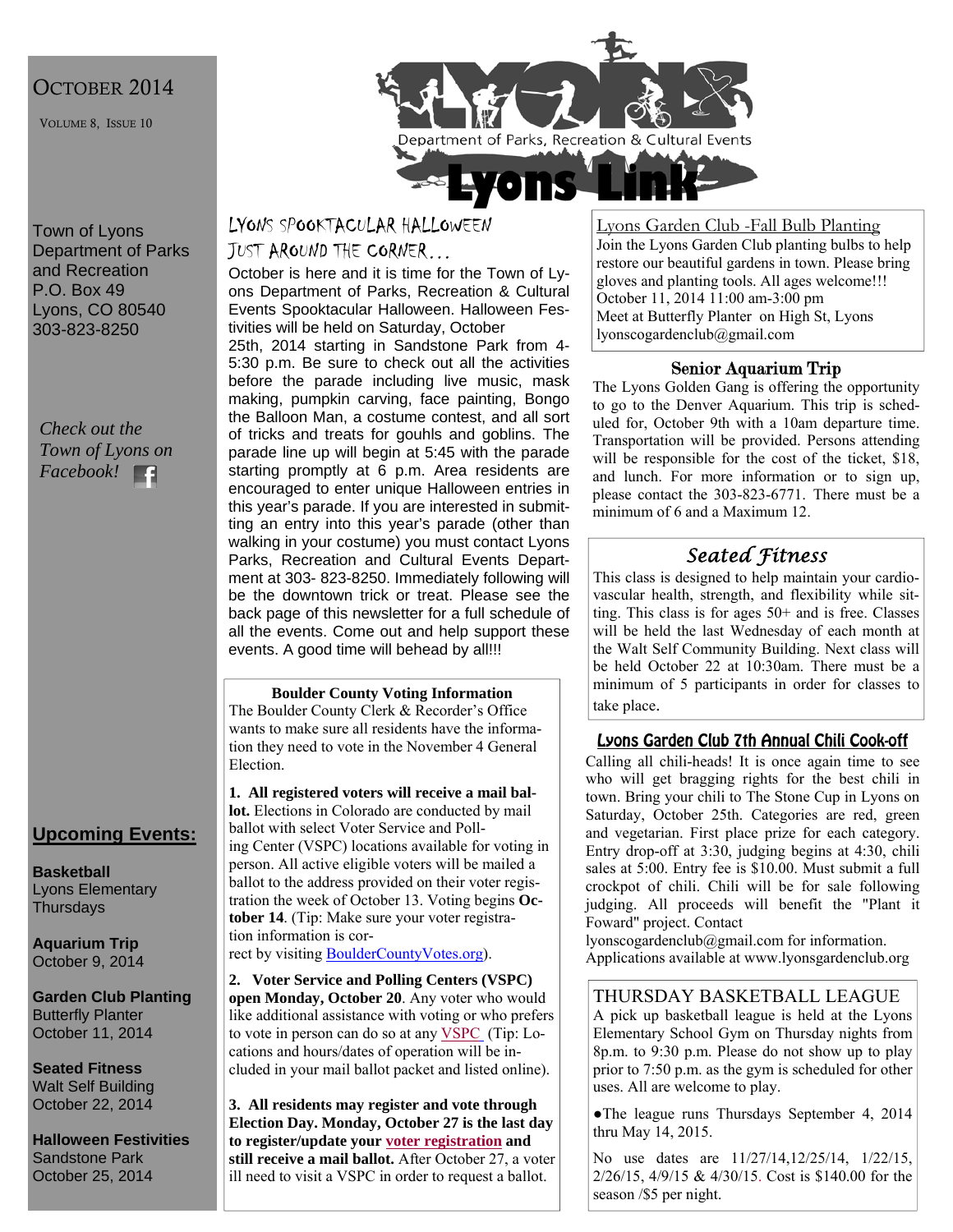# Lyons Link

Department of Parks, Recreation & Cultural Events

October 2014

Volume 8, Issue 10

Town of Lyons
Department of Parks and Recreation
P.O. Box 49
Lyons, CO 80540
303-823-8250

*Check out the Town of Lyons on Facebook!*

## Upcoming Events:

**Basketball**
Lyons Elementary
Thursdays

**Aquarium Trip**
October 9, 2014

**Garden Club Planting**
Butterfly Planter
October 11, 2014

**Seated Fitness**
Walt Self Building
October 22, 2014

**Halloween Festivities**
Sandstone Park
October 25, 2014

## Lyons Spooktacular Halloween Just Around the Corner...

October is here and it is time for the Town of Lyons Department of Parks, Recreation & Cultural Events Spooktacular Halloween. Halloween Festivities will be held on Saturday, October 25th, 2014 starting in Sandstone Park from 4-5:30 p.m. Be sure to check out all the activities before the parade including live music, mask making, pumpkin carving, face painting, Bongo the Balloon Man, a costume contest, and all sort of tricks and treats for gouhls and goblins. The parade line up will begin at 5:45 with the parade starting promptly at 6 p.m. Area residents are encouraged to enter unique Halloween entries in this year's parade. If you are interested in submitting an entry into this year's parade (other than walking in your costume) you must contact Lyons Parks, Recreation and Cultural Events Department at 303- 823-8250. Immediately following will be the downtown trick or treat. Please see the back page of this newsletter for a full schedule of all the events. Come out and help support these events. A good time will behead by all!!!

### Boulder County Voting Information

The Boulder County Clerk & Recorder's Office wants to make sure all residents have the information they need to vote in the November 4 General Election.

**1. All registered voters will receive a mail ballot.** Elections in Colorado are conducted by mail ballot with select Voter Service and Polling Center (VSPC) locations available for voting in person. All active eligible voters will be mailed a ballot to the address provided on their voter registration the week of October 13. Voting begins **October 14**. (Tip: Make sure your voter registration information is correct by visiting BoulderCountyVotes.org).

**2. Voter Service and Polling Centers (VSPC) open Monday, October 20**. Any voter who would like additional assistance with voting or who prefers to vote in person can do so at any VSPC (Tip: Locations and hours/dates of operation will be included in your mail ballot packet and listed online).

**3. All residents may register and vote through Election Day. Monday, October 27 is the last day to register/update your voter registration and still receive a mail ballot.** After October 27, a voter ill need to visit a VSPC in order to request a ballot.

## Lyons Garden Club -Fall Bulb Planting

Join the Lyons Garden Club planting bulbs to help restore our beautiful gardens in town. Please bring gloves and planting tools. All ages welcome!!!
October 11, 2014 11:00 am-3:00 pm
Meet at Butterfly Planter on High St, Lyons
lyonscogardenclub@gmail.com

## Senior Aquarium Trip

The Lyons Golden Gang is offering the opportunity to go to the Denver Aquarium. This trip is scheduled for, October 9th with a 10am departure time. Transportation will be provided. Persons attending will be responsible for the cost of the ticket, $18, and lunch. For more information or to sign up, please contact the 303-823-6771. There must be a minimum of 6 and a Maximum 12.

## Seated Fitness

This class is designed to help maintain your cardiovascular health, strength, and flexibility while sitting. This class is for ages 50+ and is free. Classes will be held the last Wednesday of each month at the Walt Self Community Building. Next class will be held October 22 at 10:30am. There must be a minimum of 5 participants in order for classes to take place.

## Lyons Garden Club 7th Annual Chili Cook-off

Calling all chili-heads! It is once again time to see who will get bragging rights for the best chili in town. Bring your chili to The Stone Cup in Lyons on Saturday, October 25th. Categories are red, green and vegetarian. First place prize for each category. Entry drop-off at 3:30, judging begins at 4:30, chili sales at 5:00. Entry fee is $10.00. Must submit a full crockpot of chili. Chili will be for sale following judging. All proceeds will benefit the "Plant it Foward" project. Contact lyonscogardenclub@gmail.com for information. Applications available at www.lyonsgardenclub.org

## Thursday Basketball League

A pick up basketball league is held at the Lyons Elementary School Gym on Thursday nights from 8p.m. to 9:30 p.m. Please do not show up to play prior to 7:50 p.m. as the gym is scheduled for other uses. All are welcome to play.

- The league runs Thursdays September 4, 2014 thru May 14, 2015.

No use dates are 11/27/14,12/25/14, 1/22/15, 2/26/15, 4/9/15 & 4/30/15. Cost is $140.00 for the season /$5 per night.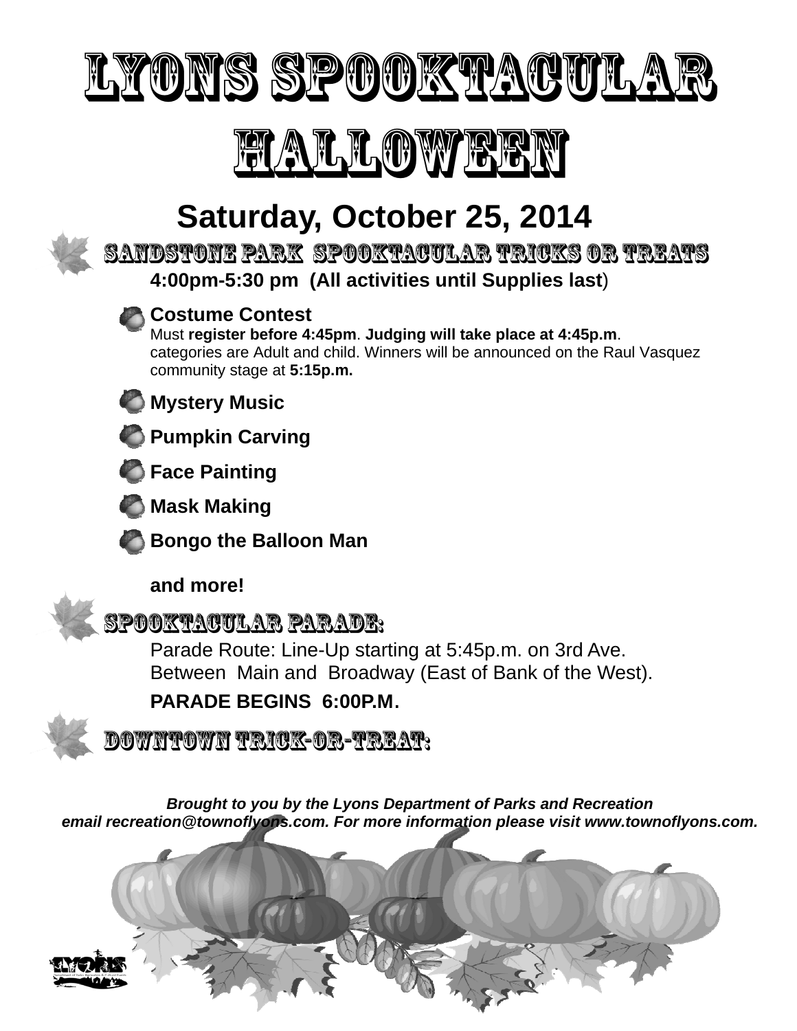# LYONS SPOOKTACULAR HALLOWEEN

## Saturday, October 25, 2014

### SANDSTONE PARK SPOOKTACULAR TRICKS OR TREATS

**4:00pm-5:30 pm (All activities until Supplies last)**

- **Costume Contest**
  Must **register before 4:45pm**. **Judging will take place at 4:45p.m**.
  categories are Adult and child. Winners will be announced on the Raul Vasquez community stage at **5:15p.m.**
- **Mystery Music**
- **Pumpkin Carving**
- **Face Painting**
- **Mask Making**
- **Bongo the Balloon Man**

**and more!**

### SPOOKTACULAR PARADE:

Parade Route: Line-Up starting at 5:45p.m. on 3rd Ave.
Between Main and Broadway (East of Bank of the West).

**PARADE BEGINS 6:00P.M.**

### DOWNTOWN TRICK-OR-TREAT:

***Brought to you by the Lyons Department of Parks and Recreation***
***email recreation@townoflyons.com. For more information please visit www.townoflyons.com.***